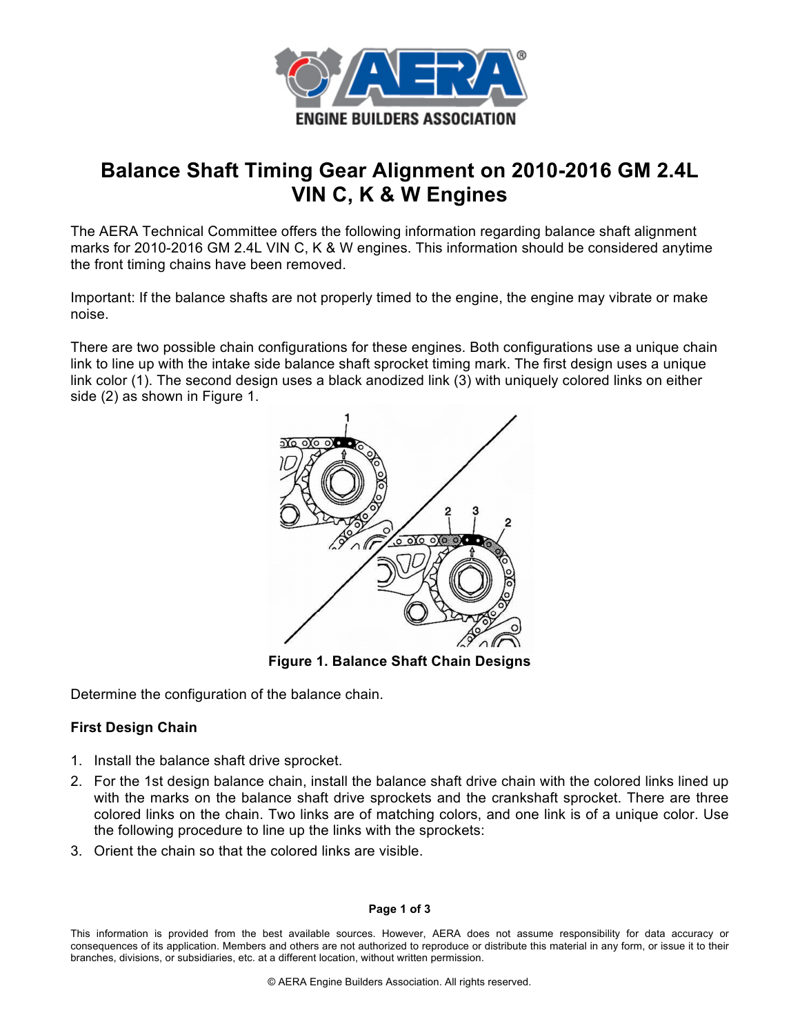# Balance Shaft Timing Gear Alignment on 2010-2016 GM 2.4L VIN C, K & W Engines

The AERA Technical Committee offers the following information regarding balance shaft alignment marks for 2010-2016 GM 2.4L VIN C, K & W engines. This information should be considered anytime the front timing chains have been removed.

Important: If the balance shafts are not properly timed to the engine, the engine may vibrate or make noise.

There are two possible chain configurations for these engines. Both configurations use a unique chain link to line up with the intake side balance shaft sprocket timing mark. The first design uses a unique link color (1). The second design uses a black anodized link (3) with uniquely colored links on either side (2) as shown in Figure 1.

**Figure 1. Balance Shaft Chain Designs**

Determine the configuration of the balance chain.

### First Design Chain

1. Install the balance shaft drive sprocket.
2. For the 1st design balance chain, install the balance shaft drive chain with the colored links lined up with the marks on the balance shaft drive sprockets and the crankshaft sprocket. There are three colored links on the chain. Two links are of matching colors, and one link is of a unique color. Use the following procedure to line up the links with the sprockets:
3. Orient the chain so that the colored links are visible.

This information is provided from the best available sources. However, AERA does not assume responsibility for data accuracy or consequences of its application. Members and others are not authorized to reproduce or distribute this material in any form, or issue it to their branches, divisions, or subsidiaries, etc. at a different location, without written permission.

© AERA Engine Builders Association. All rights reserved.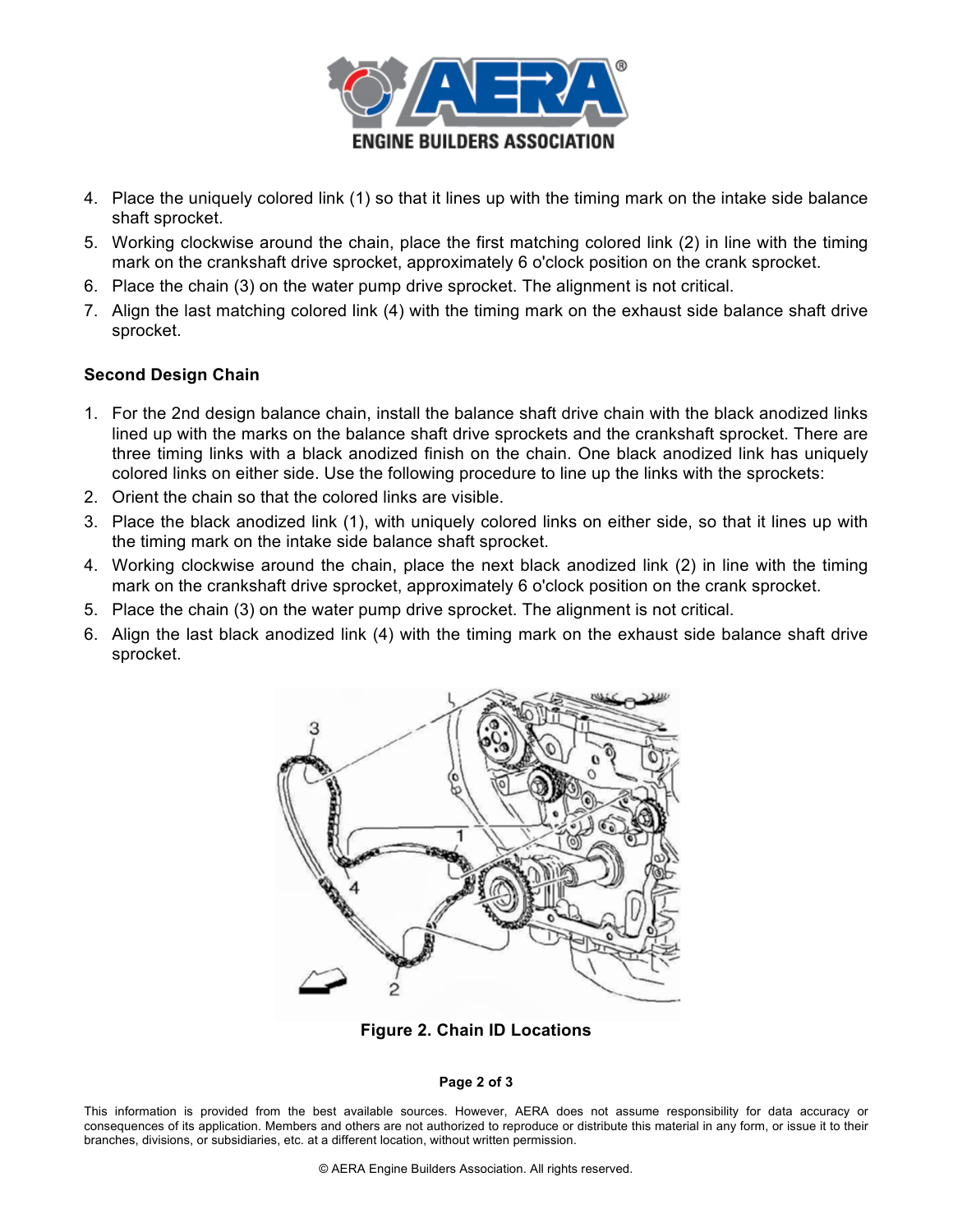4. Place the uniquely colored link (1) so that it lines up with the timing mark on the intake side balance shaft sprocket.
5. Working clockwise around the chain, place the first matching colored link (2) in line with the timing mark on the crankshaft drive sprocket, approximately 6 o'clock position on the crank sprocket.
6. Place the chain (3) on the water pump drive sprocket. The alignment is not critical.
7. Align the last matching colored link (4) with the timing mark on the exhaust side balance shaft drive sprocket.

**Second Design Chain**

1. For the 2nd design balance chain, install the balance shaft drive chain with the black anodized links lined up with the marks on the balance shaft drive sprockets and the crankshaft sprocket. There are three timing links with a black anodized finish on the chain. One black anodized link has uniquely colored links on either side. Use the following procedure to line up the links with the sprockets:
2. Orient the chain so that the colored links are visible.
3. Place the black anodized link (1), with uniquely colored links on either side, so that it lines up with the timing mark on the intake side balance shaft sprocket.
4. Working clockwise around the chain, place the next black anodized link (2) in line with the timing mark on the crankshaft drive sprocket, approximately 6 o'clock position on the crank sprocket.
5. Place the chain (3) on the water pump drive sprocket. The alignment is not critical.
6. Align the last black anodized link (4) with the timing mark on the exhaust side balance shaft drive sprocket.

**Figure 2. Chain ID Locations**

This information is provided from the best available sources. However, AERA does not assume responsibility for data accuracy or consequences of its application. Members and others are not authorized to reproduce or distribute this material in any form, or issue it to their branches, divisions, or subsidiaries, etc. at a different location, without written permission.

© AERA Engine Builders Association. All rights reserved.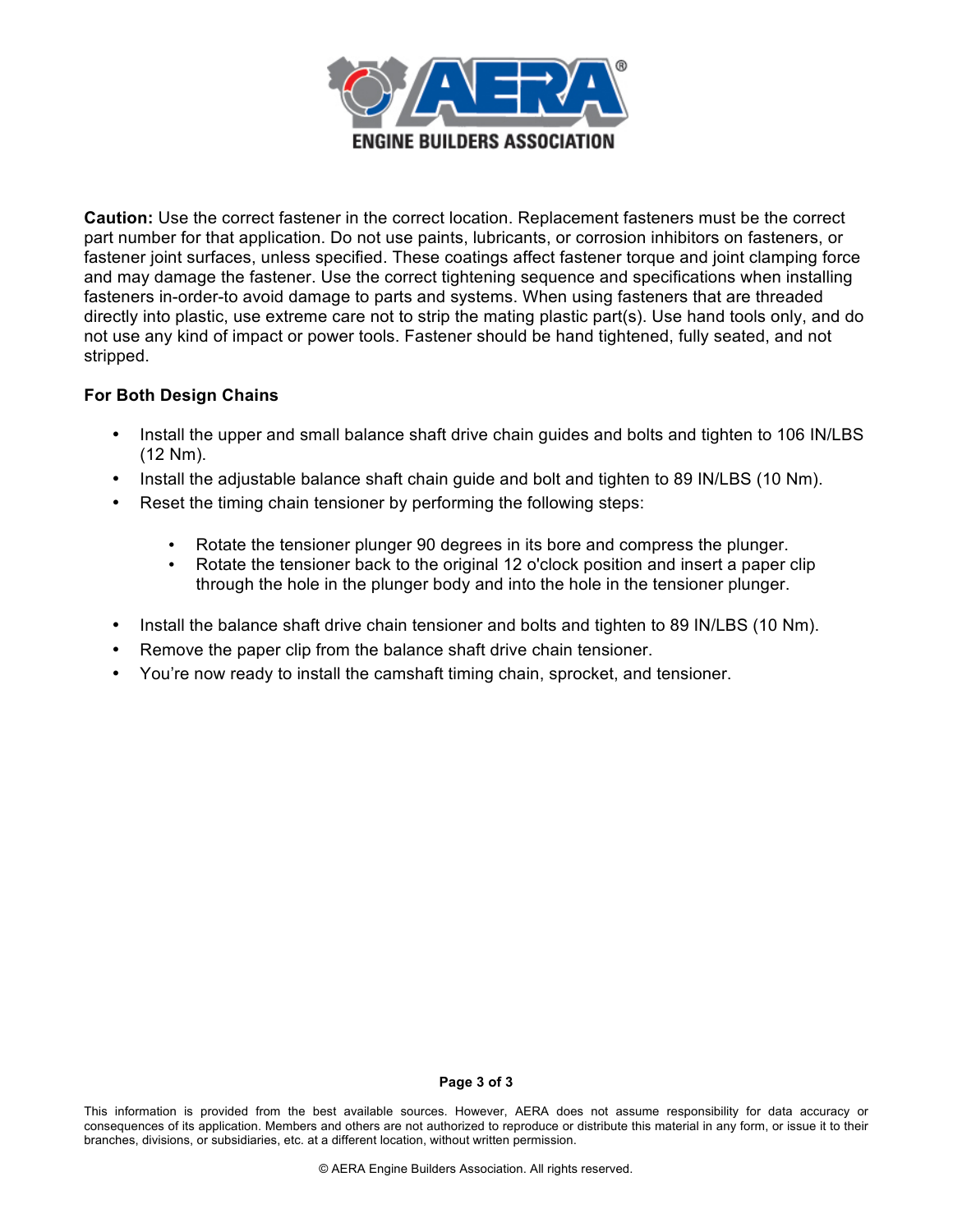**Caution:** Use the correct fastener in the correct location. Replacement fasteners must be the correct part number for that application. Do not use paints, lubricants, or corrosion inhibitors on fasteners, or fastener joint surfaces, unless specified. These coatings affect fastener torque and joint clamping force and may damage the fastener. Use the correct tightening sequence and specifications when installing fasteners in-order-to avoid damage to parts and systems. When using fasteners that are threaded directly into plastic, use extreme care not to strip the mating plastic part(s). Use hand tools only, and do not use any kind of impact or power tools. Fastener should be hand tightened, fully seated, and not stripped.

**For Both Design Chains**

- Install the upper and small balance shaft drive chain guides and bolts and tighten to 106 IN/LBS (12 Nm).
- Install the adjustable balance shaft chain guide and bolt and tighten to 89 IN/LBS (10 Nm).
- Reset the timing chain tensioner by performing the following steps:
  - Rotate the tensioner plunger 90 degrees in its bore and compress the plunger.
  - Rotate the tensioner back to the original 12 o'clock position and insert a paper clip through the hole in the plunger body and into the hole in the tensioner plunger.
- Install the balance shaft drive chain tensioner and bolts and tighten to 89 IN/LBS (10 Nm).
- Remove the paper clip from the balance shaft drive chain tensioner.
- You're now ready to install the camshaft timing chain, sprocket, and tensioner.

This information is provided from the best available sources. However, AERA does not assume responsibility for data accuracy or consequences of its application. Members and others are not authorized to reproduce or distribute this material in any form, or issue it to their branches, divisions, or subsidiaries, etc. at a different location, without written permission.

© AERA Engine Builders Association. All rights reserved.